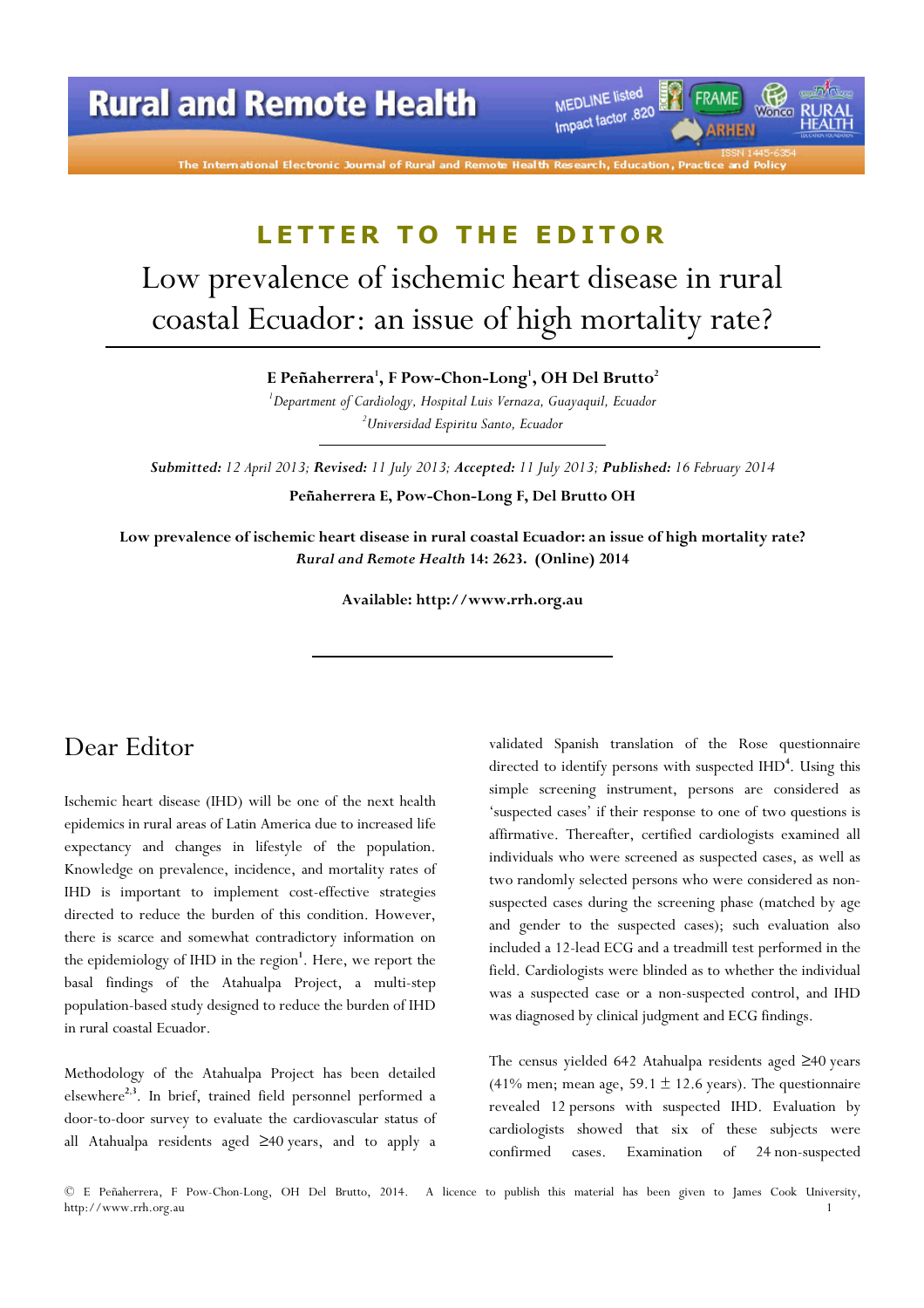LETTER TO THE EDITOR

# Low prevalence of ischemic heart disease in rural coastal Ecuador: an issue of high mortality rate?

**E Peñaherrera[1], F Pow-Chon-Long[1], OH Del Brutto[2]**

[1]*Department of Cardiology, Hospital Luis Vernaza, Guayaquil, Ecuador*

[2]*Universidad Espiritu Santo, Ecuador*

***Submitted:*** *12 April 2013;* ***Revised:*** *11 July 2013;* ***Accepted:*** *11 July 2013;* ***Published:*** *16 February 2014*

**Peñaherrera E, Pow-Chon-Long F, Del Brutto OH**

**Low prevalence of ischemic heart disease in rural coastal Ecuador: an issue of high mortality rate?** ***Rural and Remote Health*** **14: 2623. (Online) 2014**

**Available: http://www.rrh.org.au**

## Dear Editor

Ischemic heart disease (IHD) will be one of the next health epidemics in rural areas of Latin America due to increased life expectancy and changes in lifestyle of the population. Knowledge on prevalence, incidence, and mortality rates of IHD is important to implement cost-effective strategies directed to reduce the burden of this condition. However, there is scarce and somewhat contradictory information on the epidemiology of IHD in the region[1]. Here, we report the basal findings of the Atahualpa Project, a multi-step population-based study designed to reduce the burden of IHD in rural coastal Ecuador.

Methodology of the Atahualpa Project has been detailed elsewhere[2,3]. In brief, trained field personnel performed a door-to-door survey to evaluate the cardiovascular status of all Atahualpa residents aged ≥40 years, and to apply a validated Spanish translation of the Rose questionnaire directed to identify persons with suspected IHD[4]. Using this simple screening instrument, persons are considered as 'suspected cases' if their response to one of two questions is affirmative. Thereafter, certified cardiologists examined all individuals who were screened as suspected cases, as well as two randomly selected persons who were considered as non-suspected cases during the screening phase (matched by age and gender to the suspected cases); such evaluation also included a 12-lead ECG and a treadmill test performed in the field. Cardiologists were blinded as to whether the individual was a suspected case or a non-suspected control, and IHD was diagnosed by clinical judgment and ECG findings.

The census yielded 642 Atahualpa residents aged ≥40 years (41% men; mean age, 59.1 ± 12.6 years). The questionnaire revealed 12 persons with suspected IHD. Evaluation by cardiologists showed that six of these subjects were confirmed cases. Examination of 24 non-suspected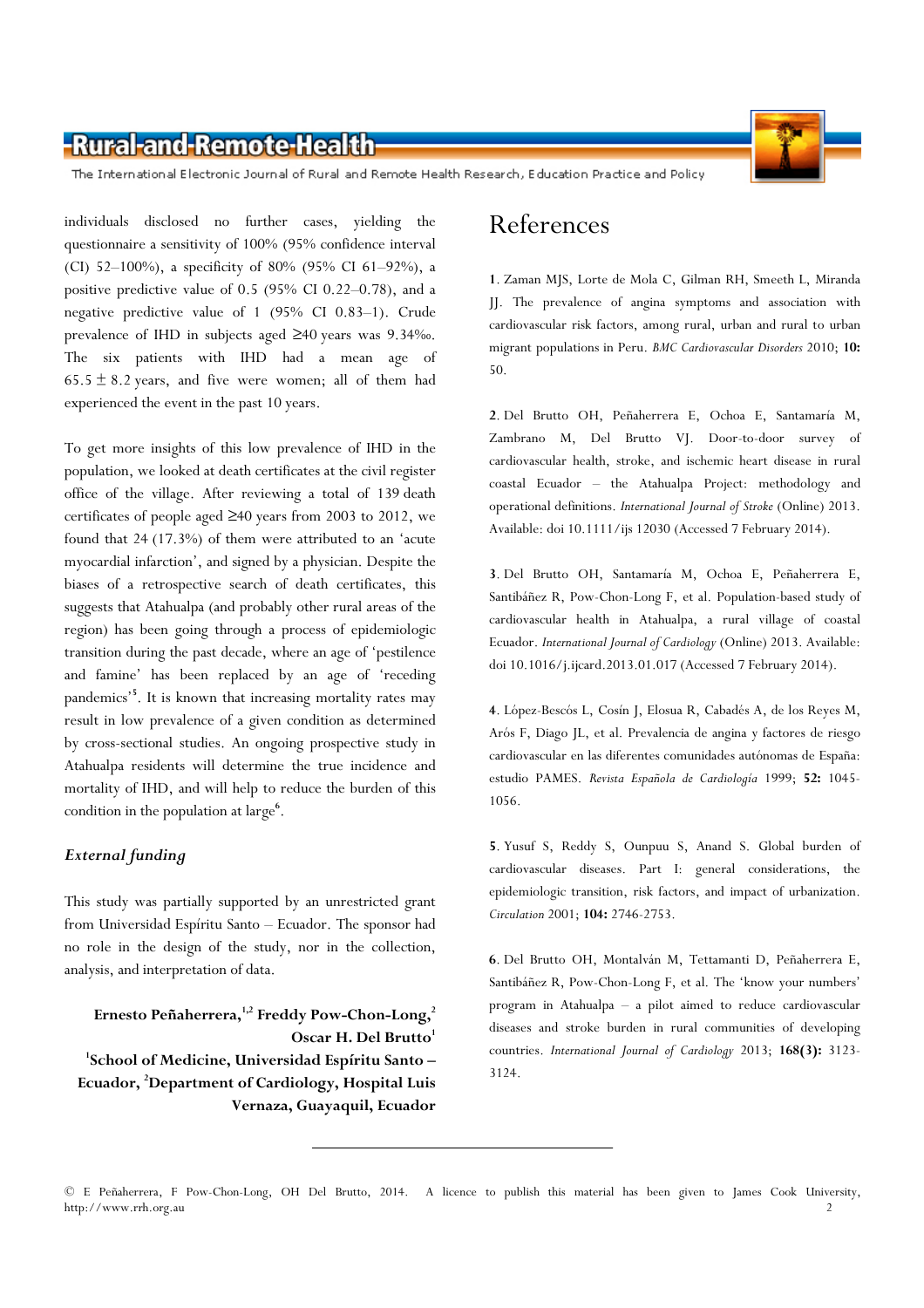individuals disclosed no further cases, yielding the questionnaire a sensitivity of 100% (95% confidence interval (CI) 52–100%), a specificity of 80% (95% CI 61–92%), a positive predictive value of 0.5 (95% CI 0.22–0.78), and a negative predictive value of 1 (95% CI 0.83–1). Crude prevalence of IHD in subjects aged ≥40 years was 9.34‰. The six patients with IHD had a mean age of 65.5 ± 8.2 years, and five were women; all of them had experienced the event in the past 10 years.

To get more insights of this low prevalence of IHD in the population, we looked at death certificates at the civil register office of the village. After reviewing a total of 139 death certificates of people aged ≥40 years from 2003 to 2012, we found that 24 (17.3%) of them were attributed to an 'acute myocardial infarction', and signed by a physician. Despite the biases of a retrospective search of death certificates, this suggests that Atahualpa (and probably other rural areas of the region) has been going through a process of epidemiologic transition during the past decade, where an age of 'pestilence and famine' has been replaced by an age of 'receding pandemics'[5]. It is known that increasing mortality rates may result in low prevalence of a given condition as determined by cross-sectional studies. An ongoing prospective study in Atahualpa residents will determine the true incidence and mortality of IHD, and will help to reduce the burden of this condition in the population at large[6].

### *External funding*

This study was partially supported by an unrestricted grant from Universidad Espíritu Santo – Ecuador. The sponsor had no role in the design of the study, nor in the collection, analysis, and interpretation of data.

**Ernesto Peñaherrera,[1,2] Freddy Pow-Chon-Long,[2] Oscar H. Del Brutto[1]**
**[1]School of Medicine, Universidad Espíritu Santo – Ecuador, [2]Department of Cardiology, Hospital Luis Vernaza, Guayaquil, Ecuador**

# References

1. Zaman MJS, Lorte de Mola C, Gilman RH, Smeeth L, Miranda JJ. The prevalence of angina symptoms and association with cardiovascular risk factors, among rural, urban and rural to urban migrant populations in Peru. *BMC Cardiovascular Disorders* 2010; **10:** 50.

2. Del Brutto OH, Peñaherrera E, Ochoa E, Santamaría M, Zambrano M, Del Brutto VJ. Door-to-door survey of cardiovascular health, stroke, and ischemic heart disease in rural coastal Ecuador – the Atahualpa Project: methodology and operational definitions. *International Journal of Stroke* (Online) 2013. Available: doi 10.1111/ijs 12030 (Accessed 7 February 2014).

3. Del Brutto OH, Santamaría M, Ochoa E, Peñaherrera E, Santibáñez R, Pow-Chon-Long F, et al. Population-based study of cardiovascular health in Atahualpa, a rural village of coastal Ecuador. *International Journal of Cardiology* (Online) 2013. Available: doi 10.1016/j.ijcard.2013.01.017 (Accessed 7 February 2014).

4. López-Bescós L, Cosín J, Elosua R, Cabadés A, de los Reyes M, Arós F, Diago JL, et al. Prevalencia de angina y factores de riesgo cardiovascular en las diferentes comunidades autónomas de España: estudio PAMES. *Revista Española de Cardiología* 1999; **52:** 1045-1056.

5. Yusuf S, Reddy S, Ounpuu S, Anand S. Global burden of cardiovascular diseases. Part I: general considerations, the epidemiologic transition, risk factors, and impact of urbanization. *Circulation* 2001; **104:** 2746-2753.

6. Del Brutto OH, Montalván M, Tettamanti D, Peñaherrera E, Santibáñez R, Pow-Chon-Long F, et al. The 'know your numbers' program in Atahualpa – a pilot aimed to reduce cardiovascular diseases and stroke burden in rural communities of developing countries. *International Journal of Cardiology* 2013; **168(3):** 3123-3124.

© E Peñaherrera, F Pow-Chon-Long, OH Del Brutto, 2014. A licence to publish this material has been given to James Cook University, http://www.rrh.org.au